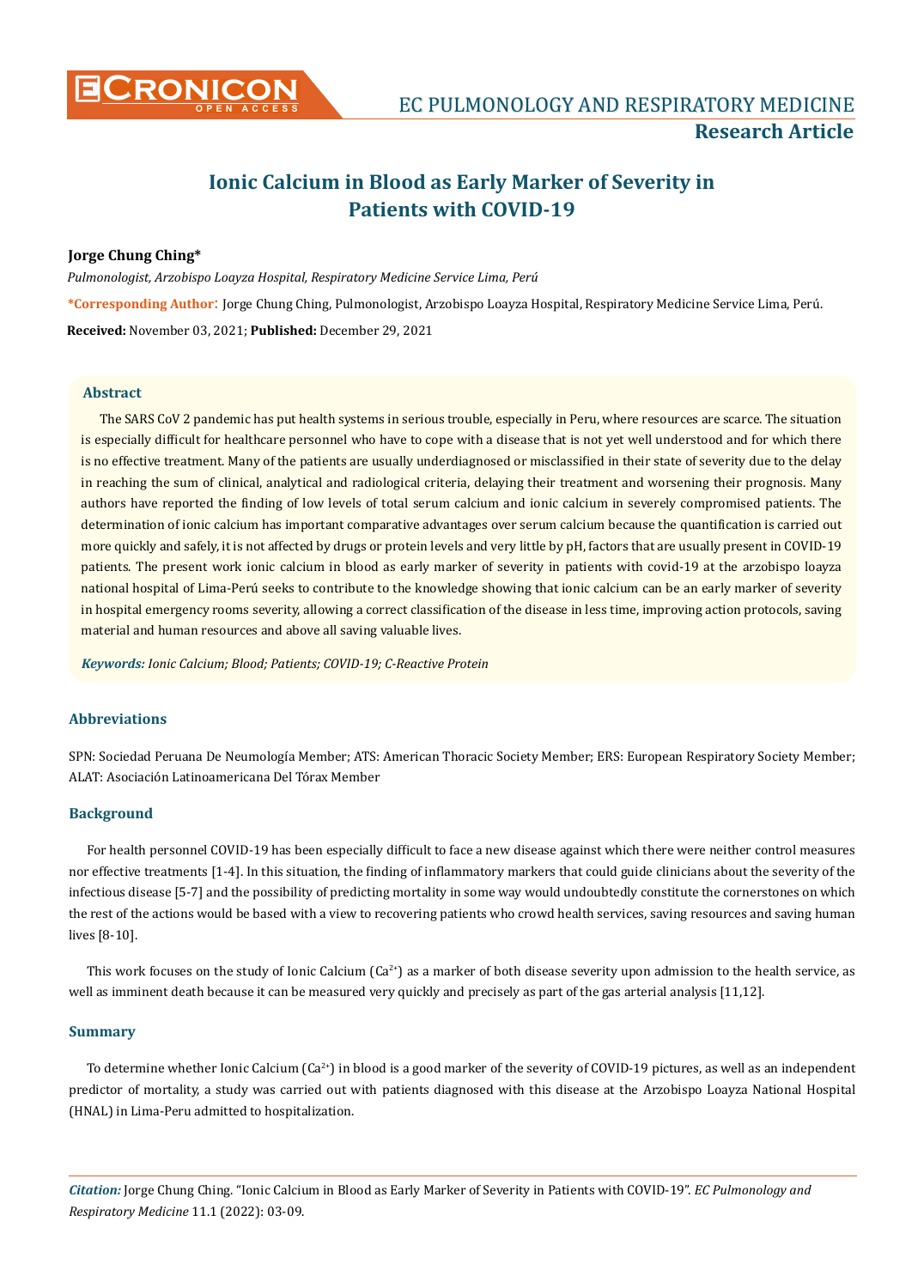# Ionic Calcium in Blood as Early Marker of Severity in Patients with COVID-19

**Jorge Chung Ching***

*Pulmonologist, Arzobispo Loayza Hospital, Respiratory Medicine Service Lima, Perú*

**\*Corresponding Author:** Jorge Chung Ching, Pulmonologist, Arzobispo Loayza Hospital, Respiratory Medicine Service Lima, Perú.

**Received:** November 03, 2021; **Published:** December 29, 2021

## Abstract

The SARS CoV 2 pandemic has put health systems in serious trouble, especially in Peru, where resources are scarce. The situation is especially difficult for healthcare personnel who have to cope with a disease that is not yet well understood and for which there is no effective treatment. Many of the patients are usually underdiagnosed or misclassified in their state of severity due to the delay in reaching the sum of clinical, analytical and radiological criteria, delaying their treatment and worsening their prognosis. Many authors have reported the finding of low levels of total serum calcium and ionic calcium in severely compromised patients. The determination of ionic calcium has important comparative advantages over serum calcium because the quantification is carried out more quickly and safely, it is not affected by drugs or protein levels and very little by pH, factors that are usually present in COVID-19 patients. The present work ionic calcium in blood as early marker of severity in patients with covid-19 at the arzobispo loayza national hospital of Lima-Perú seeks to contribute to the knowledge showing that ionic calcium can be an early marker of severity in hospital emergency rooms severity, allowing a correct classification of the disease in less time, improving action protocols, saving material and human resources and above all saving valuable lives.

***Keywords:*** *Ionic Calcium; Blood; Patients; COVID-19; C-Reactive Protein*

## Abbreviations

SPN: Sociedad Peruana De Neumología Member; ATS: American Thoracic Society Member; ERS: European Respiratory Society Member; ALAT: Asociación Latinoamericana Del Tórax Member

## Background

For health personnel COVID-19 has been especially difficult to face a new disease against which there were neither control measures nor effective treatments [1-4]. In this situation, the finding of inflammatory markers that could guide clinicians about the severity of the infectious disease [5-7] and the possibility of predicting mortality in some way would undoubtedly constitute the cornerstones on which the rest of the actions would be based with a view to recovering patients who crowd health services, saving resources and saving human lives [8-10].

This work focuses on the study of Ionic Calcium ($Ca^{2+}$) as a marker of both disease severity upon admission to the health service, as well as imminent death because it can be measured very quickly and precisely as part of the gas arterial analysis [11,12].

## Summary

To determine whether Ionic Calcium ($Ca^{2+}$) in blood is a good marker of the severity of COVID-19 pictures, as well as an independent predictor of mortality, a study was carried out with patients diagnosed with this disease at the Arzobispo Loayza National Hospital (HNAL) in Lima-Peru admitted to hospitalization.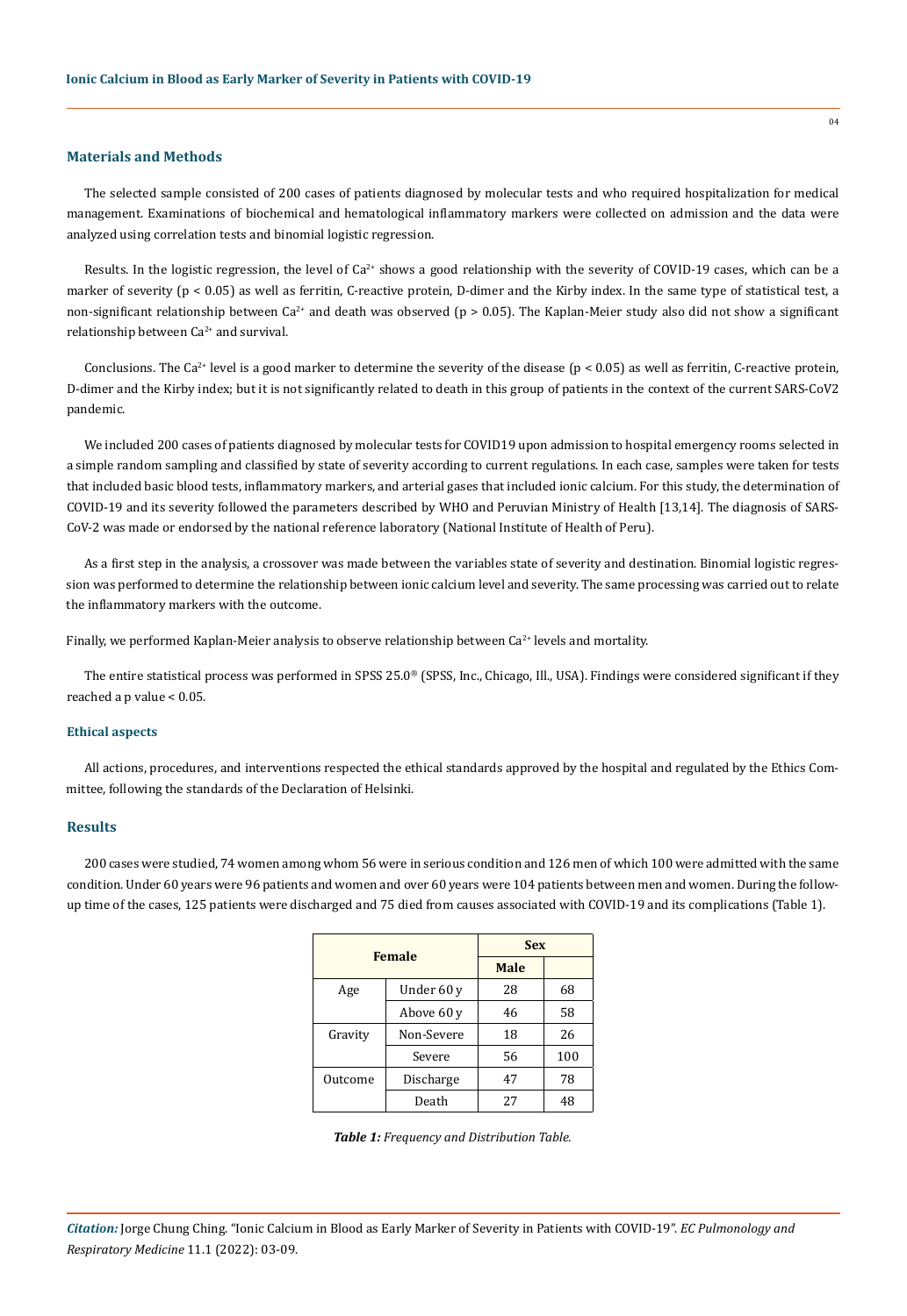## Materials and Methods

The selected sample consisted of 200 cases of patients diagnosed by molecular tests and who required hospitalization for medical management. Examinations of biochemical and hematological inflammatory markers were collected on admission and the data were analyzed using correlation tests and binomial logistic regression.

Results. In the logistic regression, the level of $Ca^{2+}$ shows a good relationship with the severity of COVID-19 cases, which can be a marker of severity ($p < 0.05$) as well as ferritin, C-reactive protein, D-dimer and the Kirby index. In the same type of statistical test, a non-significant relationship between $Ca^{2+}$ and death was observed ($p > 0.05$). The Kaplan-Meier study also did not show a significant relationship between $Ca^{2+}$ and survival.

Conclusions. The $Ca^{2+}$ level is a good marker to determine the severity of the disease ($p < 0.05$) as well as ferritin, C-reactive protein, D-dimer and the Kirby index; but it is not significantly related to death in this group of patients in the context of the current SARS-CoV2 pandemic.

We included 200 cases of patients diagnosed by molecular tests for COVID19 upon admission to hospital emergency rooms selected in a simple random sampling and classified by state of severity according to current regulations. In each case, samples were taken for tests that included basic blood tests, inflammatory markers, and arterial gases that included ionic calcium. For this study, the determination of COVID-19 and its severity followed the parameters described by WHO and Peruvian Ministry of Health [13,14]. The diagnosis of SARS-CoV-2 was made or endorsed by the national reference laboratory (National Institute of Health of Peru).

As a first step in the analysis, a crossover was made between the variables state of severity and destination. Binomial logistic regression was performed to determine the relationship between ionic calcium level and severity. The same processing was carried out to relate the inflammatory markers with the outcome.

Finally, we performed Kaplan-Meier analysis to observe relationship between $Ca^{2+}$ levels and mortality.

The entire statistical process was performed in SPSS 25.0® (SPSS, Inc., Chicago, Ill., USA). Findings were considered significant if they reached a p value < 0.05.

### Ethical aspects

All actions, procedures, and interventions respected the ethical standards approved by the hospital and regulated by the Ethics Committee, following the standards of the Declaration of Helsinki.

## Results

200 cases were studied, 74 women among whom 56 were in serious condition and 126 men of which 100 were admitted with the same condition. Under 60 years were 96 patients and women and over 60 years were 104 patients between men and women. During the follow-up time of the cases, 125 patients were discharged and 75 died from causes associated with COVID-19 and its complications (Table 1).

| Female | | Sex | |
|---|---|---|---|
| | | Male | |
| Age | Under 60 y | 28 | 68 |
| | Above 60 y | 46 | 58 |
| Gravity | Non-Severe | 18 | 26 |
| | Severe | 56 | 100 |
| Outcome | Discharge | 47 | 78 |
| | Death | 27 | 48 |

***Table 1:** Frequency and Distribution Table.*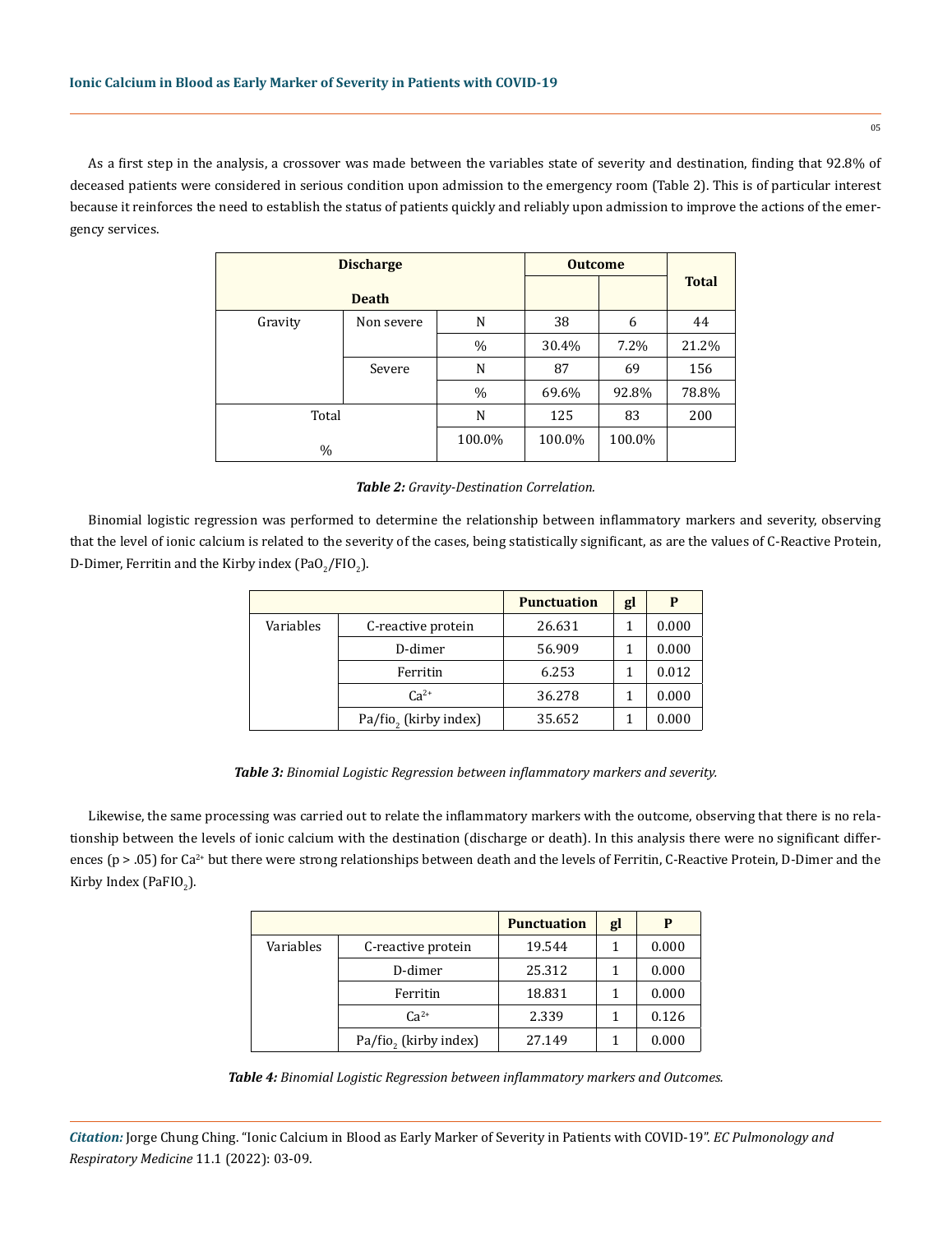As a first step in the analysis, a crossover was made between the variables state of severity and destination, finding that 92.8% of deceased patients were considered in serious condition upon admission to the emergency room (Table 2). This is of particular interest because it reinforces the need to establish the status of patients quickly and reliably upon admission to improve the actions of the emergency services.

| Discharge Death | | | Outcome | | Total |
|---|---|---|---|---|---|
| Gravity | Non severe | N | 38 | 6 | 44 |
| | | % | 30.4% | 7.2% | 21.2% |
| | Severe | N | 87 | 69 | 156 |
| | | % | 69.6% | 92.8% | 78.8% |
| Total | | N | 125 | 83 | 200 |
| % | | 100.0% | 100.0% | 100.0% | |

***Table 2:*** *Gravity-Destination Correlation.*

Binomial logistic regression was performed to determine the relationship between inflammatory markers and severity, observing that the level of ionic calcium is related to the severity of the cases, being statistically significant, as are the values of C-Reactive Protein, D-Dimer, Ferritin and the Kirby index ($PaO_2/FIO_2$).

| | | Punctuation | gl | P |
|---|---|---|---|---|
| Variables | C-reactive protein | 26.631 | 1 | 0.000 |
| | D-dimer | 56.909 | 1 | 0.000 |
| | Ferritin | 6.253 | 1 | 0.012 |
| | $Ca^{2+}$ | 36.278 | 1 | 0.000 |
| | $Pa/fio_2$ (kirby index) | 35.652 | 1 | 0.000 |

***Table 3:*** *Binomial Logistic Regression between inflammatory markers and severity.*

Likewise, the same processing was carried out to relate the inflammatory markers with the outcome, observing that there is no relationship between the levels of ionic calcium with the destination (discharge or death). In this analysis there were no significant differences ($p > .05$) for $Ca^{2+}$ but there were strong relationships between death and the levels of Ferritin, C-Reactive Protein, D-Dimer and the Kirby Index ($PaFIO_2$).

| | | Punctuation | gl | P |
|---|---|---|---|---|
| Variables | C-reactive protein | 19.544 | 1 | 0.000 |
| | D-dimer | 25.312 | 1 | 0.000 |
| | Ferritin | 18.831 | 1 | 0.000 |
| | $Ca^{2+}$ | 2.339 | 1 | 0.126 |
| | $Pa/fio_2$ (kirby index) | 27.149 | 1 | 0.000 |

***Table 4:*** *Binomial Logistic Regression between inflammatory markers and Outcomes.*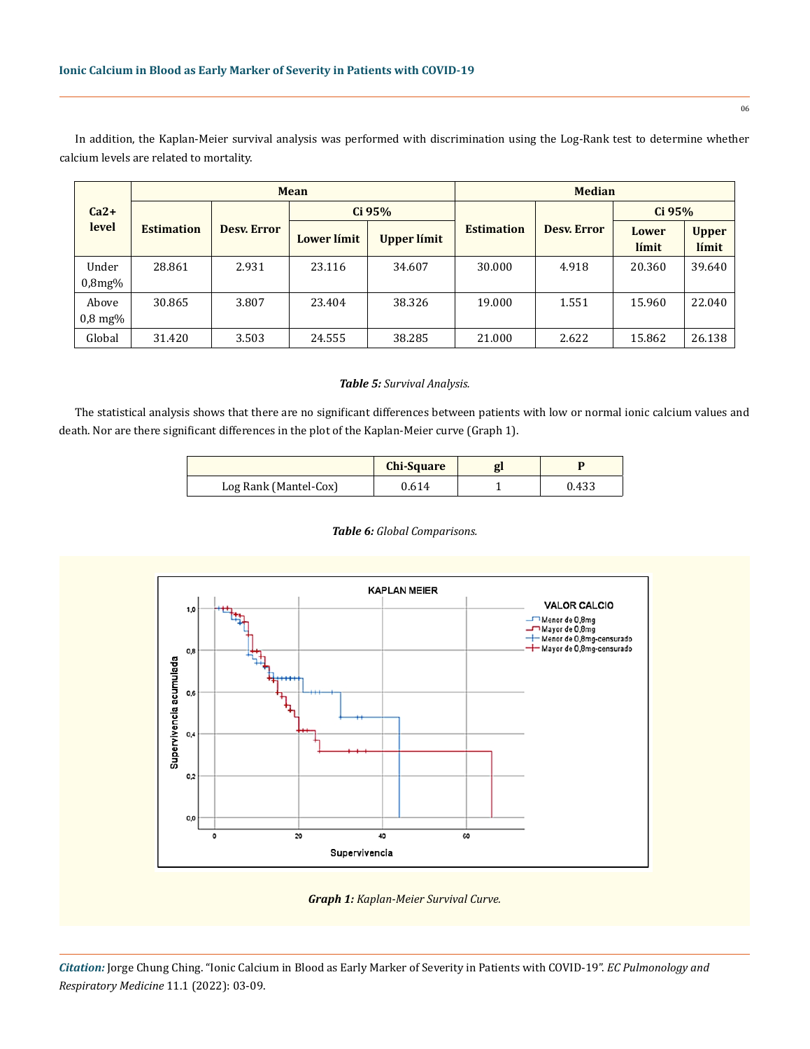In addition, the Kaplan-Meier survival analysis was performed with discrimination using the Log-Rank test to determine whether calcium levels are related to mortality.

| Ca2+ level | Mean | | | | Median | | | |
|---|---|---|---|---|---|---|---|---|
| | Estimation | Desv. Error | Ci 95% | | Estimation | Desv. Error | Ci 95% | |
| | | | Lower límit | Upper límit | | | Lower límit | Upper límit |
| Under 0,8mg% | 28.861 | 2.931 | 23.116 | 34.607 | 30.000 | 4.918 | 20.360 | 39.640 |
| Above 0,8 mg% | 30.865 | 3.807 | 23.404 | 38.326 | 19.000 | 1.551 | 15.960 | 22.040 |
| Global | 31.420 | 3.503 | 24.555 | 38.285 | 21.000 | 2.622 | 15.862 | 26.138 |

***Table 5:*** *Survival Analysis.*

The statistical analysis shows that there are no significant differences between patients with low or normal ionic calcium values and death. Nor are there significant differences in the plot of the Kaplan-Meier curve (Graph 1).

| | Chi-Square | gl | P |
|---|---|---|---|
| Log Rank (Mantel-Cox) | 0.614 | 1 | 0.433 |

***Table 6:*** *Global Comparisons.*

***Graph 1:*** *Kaplan-Meier Survival Curve.*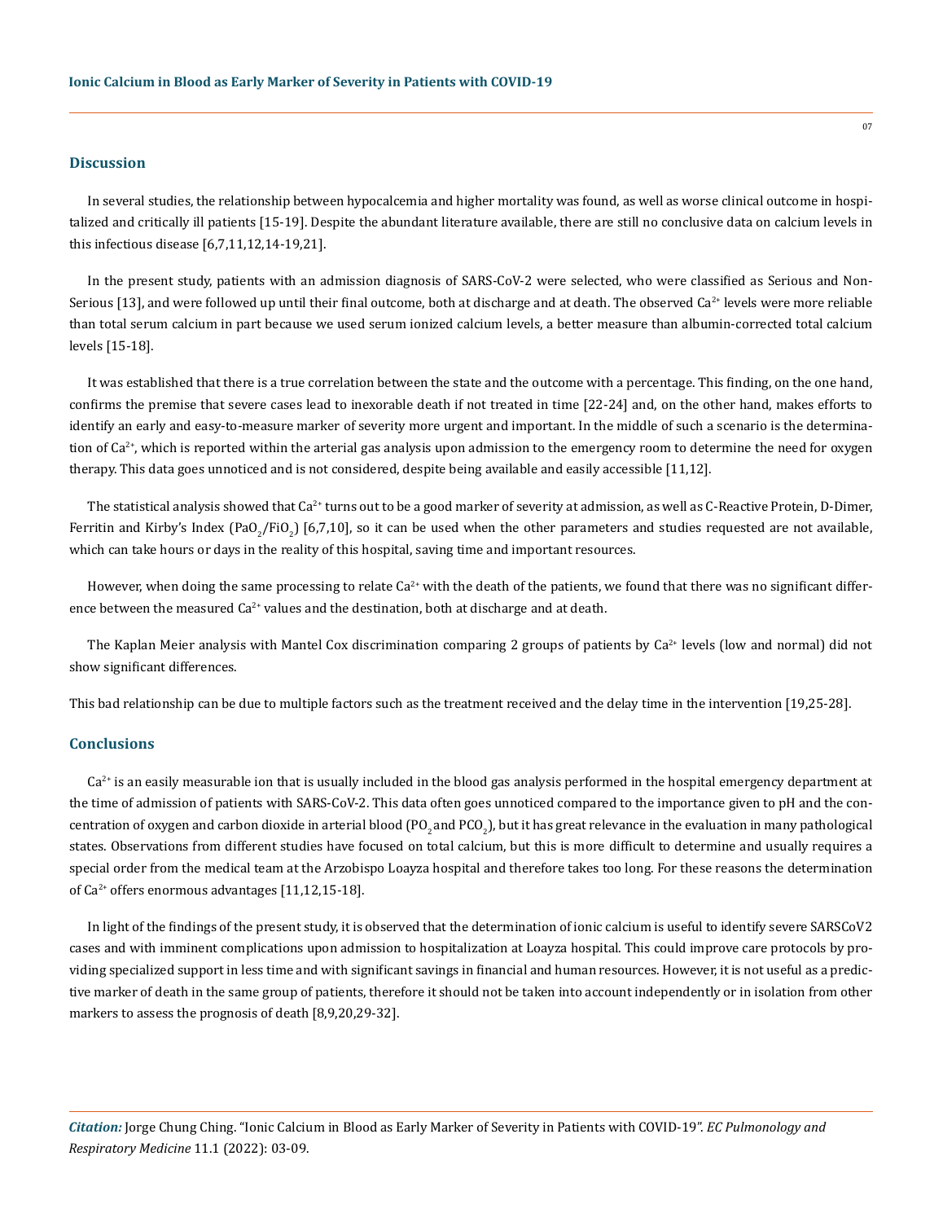## Discussion

In several studies, the relationship between hypocalcemia and higher mortality was found, as well as worse clinical outcome in hospitalized and critically ill patients [15-19]. Despite the abundant literature available, there are still no conclusive data on calcium levels in this infectious disease [6,7,11,12,14-19,21].

In the present study, patients with an admission diagnosis of SARS-CoV-2 were selected, who were classified as Serious and Non-Serious [13], and were followed up until their final outcome, both at discharge and at death. The observed $Ca^{2+}$ levels were more reliable than total serum calcium in part because we used serum ionized calcium levels, a better measure than albumin-corrected total calcium levels [15-18].

It was established that there is a true correlation between the state and the outcome with a percentage. This finding, on the one hand, confirms the premise that severe cases lead to inexorable death if not treated in time [22-24] and, on the other hand, makes efforts to identify an early and easy-to-measure marker of severity more urgent and important. In the middle of such a scenario is the determination of $Ca^{2+}$, which is reported within the arterial gas analysis upon admission to the emergency room to determine the need for oxygen therapy. This data goes unnoticed and is not considered, despite being available and easily accessible [11,12].

The statistical analysis showed that $Ca^{2+}$ turns out to be a good marker of severity at admission, as well as C-Reactive Protein, D-Dimer, Ferritin and Kirby's Index ($PaO_2/FiO_2$) [6,7,10], so it can be used when the other parameters and studies requested are not available, which can take hours or days in the reality of this hospital, saving time and important resources.

However, when doing the same processing to relate $Ca^{2+}$ with the death of the patients, we found that there was no significant difference between the measured $Ca^{2+}$ values and the destination, both at discharge and at death.

The Kaplan Meier analysis with Mantel Cox discrimination comparing 2 groups of patients by $Ca^{2+}$ levels (low and normal) did not show significant differences.

This bad relationship can be due to multiple factors such as the treatment received and the delay time in the intervention [19,25-28].

## Conclusions

$Ca^{2+}$ is an easily measurable ion that is usually included in the blood gas analysis performed in the hospital emergency department at the time of admission of patients with SARS-CoV-2. This data often goes unnoticed compared to the importance given to pH and the concentration of oxygen and carbon dioxide in arterial blood ($PO_2$ and $PCO_2$), but it has great relevance in the evaluation in many pathological states. Observations from different studies have focused on total calcium, but this is more difficult to determine and usually requires a special order from the medical team at the Arzobispo Loayza hospital and therefore takes too long. For these reasons the determination of $Ca^{2+}$ offers enormous advantages [11,12,15-18].

In light of the findings of the present study, it is observed that the determination of ionic calcium is useful to identify severe SARSCoV2 cases and with imminent complications upon admission to hospitalization at Loayza hospital. This could improve care protocols by providing specialized support in less time and with significant savings in financial and human resources. However, it is not useful as a predictive marker of death in the same group of patients, therefore it should not be taken into account independently or in isolation from other markers to assess the prognosis of death [8,9,20,29-32].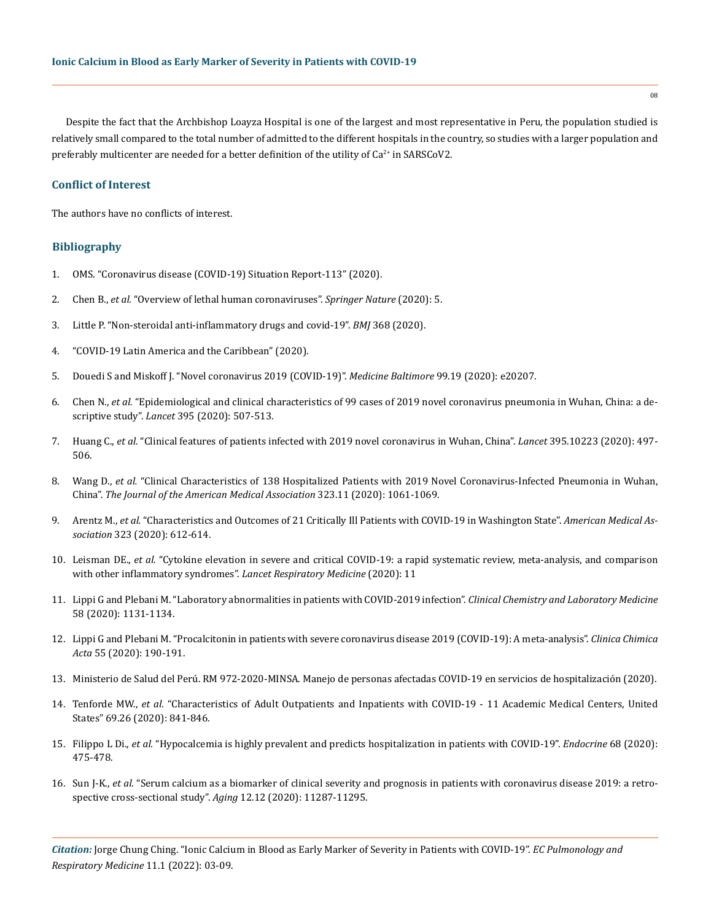Despite the fact that the Archbishop Loayza Hospital is one of the largest and most representative in Peru, the population studied is relatively small compared to the total number of admitted to the different hospitals in the country, so studies with a larger population and preferably multicenter are needed for a better definition of the utility of $Ca^{2+}$ in SARSCoV2.

## Conflict of Interest

The authors have no conflicts of interest.

## Bibliography

1. OMS. "Coronavirus disease (COVID-19) Situation Report-113" (2020).
2. Chen B., *et al.* "Overview of lethal human coronaviruses". *Springer Nature* (2020): 5.
3. Little P. "Non-steroidal anti-inflammatory drugs and covid-19". *BMJ* 368 (2020).
4. "COVID-19 Latin America and the Caribbean" (2020).
5. Douedi S and Miskoff J. "Novel coronavirus 2019 (COVID-19)". *Medicine Baltimore* 99.19 (2020): e20207.
6. Chen N., *et al.* "Epidemiological and clinical characteristics of 99 cases of 2019 novel coronavirus pneumonia in Wuhan, China: a descriptive study". *Lancet* 395 (2020): 507-513.
7. Huang C., *et al.* "Clinical features of patients infected with 2019 novel coronavirus in Wuhan, China". *Lancet* 395.10223 (2020): 497-506.
8. Wang D., *et al.* "Clinical Characteristics of 138 Hospitalized Patients with 2019 Novel Coronavirus-Infected Pneumonia in Wuhan, China". *The Journal of the American Medical Association* 323.11 (2020): 1061-1069.
9. Arentz M., *et al.* "Characteristics and Outcomes of 21 Critically Ill Patients with COVID-19 in Washington State". *American Medical Association* 323 (2020): 612-614.
10. Leisman DE., *et al.* "Cytokine elevation in severe and critical COVID-19: a rapid systematic review, meta-analysis, and comparison with other inflammatory syndromes". *Lancet Respiratory Medicine* (2020): 11
11. Lippi G and Plebani M. "Laboratory abnormalities in patients with COVID-2019 infection". *Clinical Chemistry and Laboratory Medicine* 58 (2020): 1131-1134.
12. Lippi G and Plebani M. "Procalcitonin in patients with severe coronavirus disease 2019 (COVID-19): A meta-analysis". *Clinica Chimica Acta* 55 (2020): 190-191.
13. Ministerio de Salud del Perú. RM 972-2020-MINSA. Manejo de personas afectadas COVID-19 en servicios de hospitalización (2020).
14. Tenforde MW., *et al.* "Characteristics of Adult Outpatients and Inpatients with COVID-19 - 11 Academic Medical Centers, United States" 69.26 (2020): 841-846.
15. Filippo L Di., *et al.* "Hypocalcemia is highly prevalent and predicts hospitalization in patients with COVID-19". *Endocrine* 68 (2020): 475-478.
16. Sun J-K., *et al.* "Serum calcium as a biomarker of clinical severity and prognosis in patients with coronavirus disease 2019: a retrospective cross-sectional study". *Aging* 12.12 (2020): 11287-11295.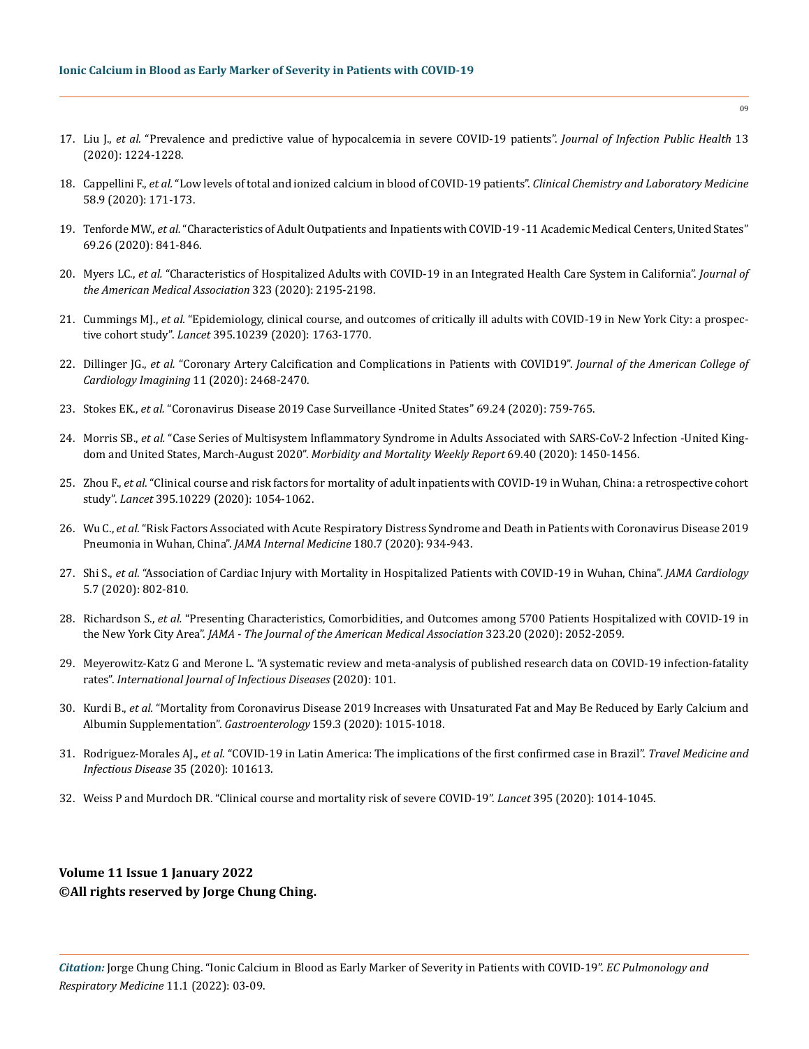17. Liu J., *et al.* "Prevalence and predictive value of hypocalcemia in severe COVID-19 patients". *Journal of Infection Public Health* 13 (2020): 1224-1228.
18. Cappellini F., *et al.* "Low levels of total and ionized calcium in blood of COVID-19 patients". *Clinical Chemistry and Laboratory Medicine* 58.9 (2020): 171-173.
19. Tenforde MW., *et al.* "Characteristics of Adult Outpatients and Inpatients with COVID-19 -11 Academic Medical Centers, United States" 69.26 (2020): 841-846.
20. Myers LC., *et al.* "Characteristics of Hospitalized Adults with COVID-19 in an Integrated Health Care System in California". *Journal of the American Medical Association* 323 (2020): 2195-2198.
21. Cummings MJ., *et al.* "Epidemiology, clinical course, and outcomes of critically ill adults with COVID-19 in New York City: a prospective cohort study". *Lancet* 395.10239 (2020): 1763-1770.
22. Dillinger JG., *et al.* "Coronary Artery Calcification and Complications in Patients with COVID19". *Journal of the American College of Cardiology Imagining* 11 (2020): 2468-2470.
23. Stokes EK., *et al.* "Coronavirus Disease 2019 Case Surveillance -United States" 69.24 (2020): 759-765.
24. Morris SB., *et al.* "Case Series of Multisystem Inflammatory Syndrome in Adults Associated with SARS-CoV-2 Infection -United Kingdom and United States, March-August 2020". *Morbidity and Mortality Weekly Report* 69.40 (2020): 1450-1456.
25. Zhou F., *et al.* "Clinical course and risk factors for mortality of adult inpatients with COVID-19 in Wuhan, China: a retrospective cohort study". *Lancet* 395.10229 (2020): 1054-1062.
26. Wu C., *et al.* "Risk Factors Associated with Acute Respiratory Distress Syndrome and Death in Patients with Coronavirus Disease 2019 Pneumonia in Wuhan, China". *JAMA Internal Medicine* 180.7 (2020): 934-943.
27. Shi S., *et al.* "Association of Cardiac Injury with Mortality in Hospitalized Patients with COVID-19 in Wuhan, China". *JAMA Cardiology* 5.7 (2020): 802-810.
28. Richardson S., *et al.* "Presenting Characteristics, Comorbidities, and Outcomes among 5700 Patients Hospitalized with COVID-19 in the New York City Area". *JAMA - The Journal of the American Medical Association* 323.20 (2020): 2052-2059.
29. Meyerowitz-Katz G and Merone L. "A systematic review and meta-analysis of published research data on COVID-19 infection-fatality rates". *International Journal of Infectious Diseases* (2020): 101.
30. Kurdi B., *et al.* "Mortality from Coronavirus Disease 2019 Increases with Unsaturated Fat and May Be Reduced by Early Calcium and Albumin Supplementation". *Gastroenterology* 159.3 (2020): 1015-1018.
31. Rodriguez-Morales AJ., *et al.* "COVID-19 in Latin America: The implications of the first confirmed case in Brazil". *Travel Medicine and Infectious Disease* 35 (2020): 101613.
32. Weiss P and Murdoch DR. "Clinical course and mortality risk of severe COVID-19". *Lancet* 395 (2020): 1014-1045.

**Volume 11 Issue 1 January 2022**
**©All rights reserved by Jorge Chung Ching.**